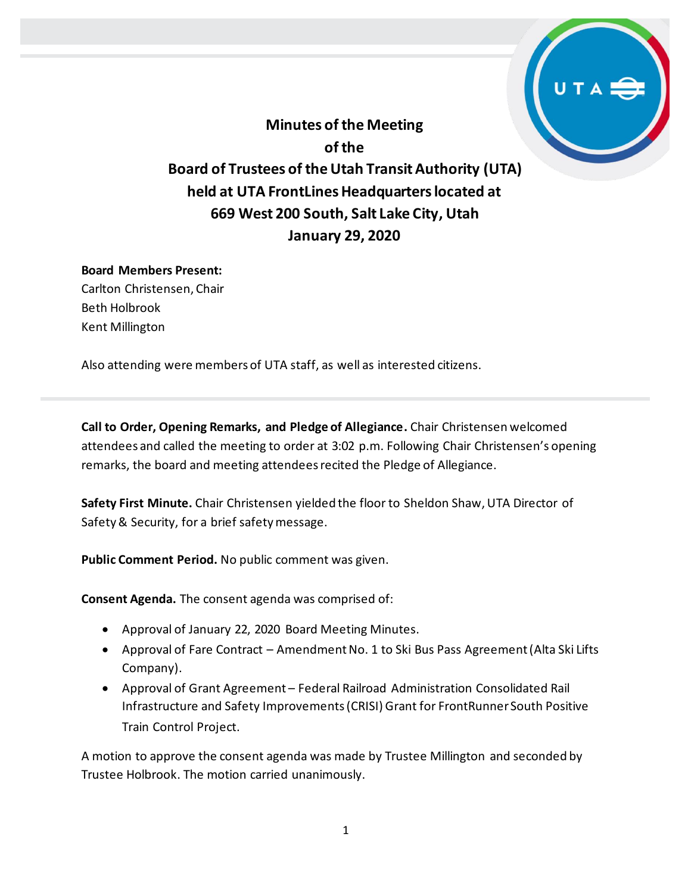# Minutes of the Meeting of the Board of Trustees of the Utah Transit Authority (UTA) held at UTA FrontLines Headquarters located at 669 West 200 South, Salt Lake City, Utah January 29, 2020

**Board Members Present:**
Carlton Christensen, Chair
Beth Holbrook
Kent Millington

Also attending were members of UTA staff, as well as interested citizens.

---

**Call to Order, Opening Remarks, and Pledge of Allegiance.** Chair Christensen welcomed attendees and called the meeting to order at 3:02 p.m. Following Chair Christensen's opening remarks, the board and meeting attendees recited the Pledge of Allegiance.

**Safety First Minute.** Chair Christensen yielded the floor to Sheldon Shaw, UTA Director of Safety & Security, for a brief safety message.

**Public Comment Period.** No public comment was given.

**Consent Agenda.** The consent agenda was comprised of:

- Approval of January 22, 2020 Board Meeting Minutes.
- Approval of Fare Contract – Amendment No. 1 to Ski Bus Pass Agreement (Alta Ski Lifts Company).
- Approval of Grant Agreement – Federal Railroad Administration Consolidated Rail Infrastructure and Safety Improvements (CRISI) Grant for FrontRunner South Positive Train Control Project.

A motion to approve the consent agenda was made by Trustee Millington and seconded by Trustee Holbrook. The motion carried unanimously.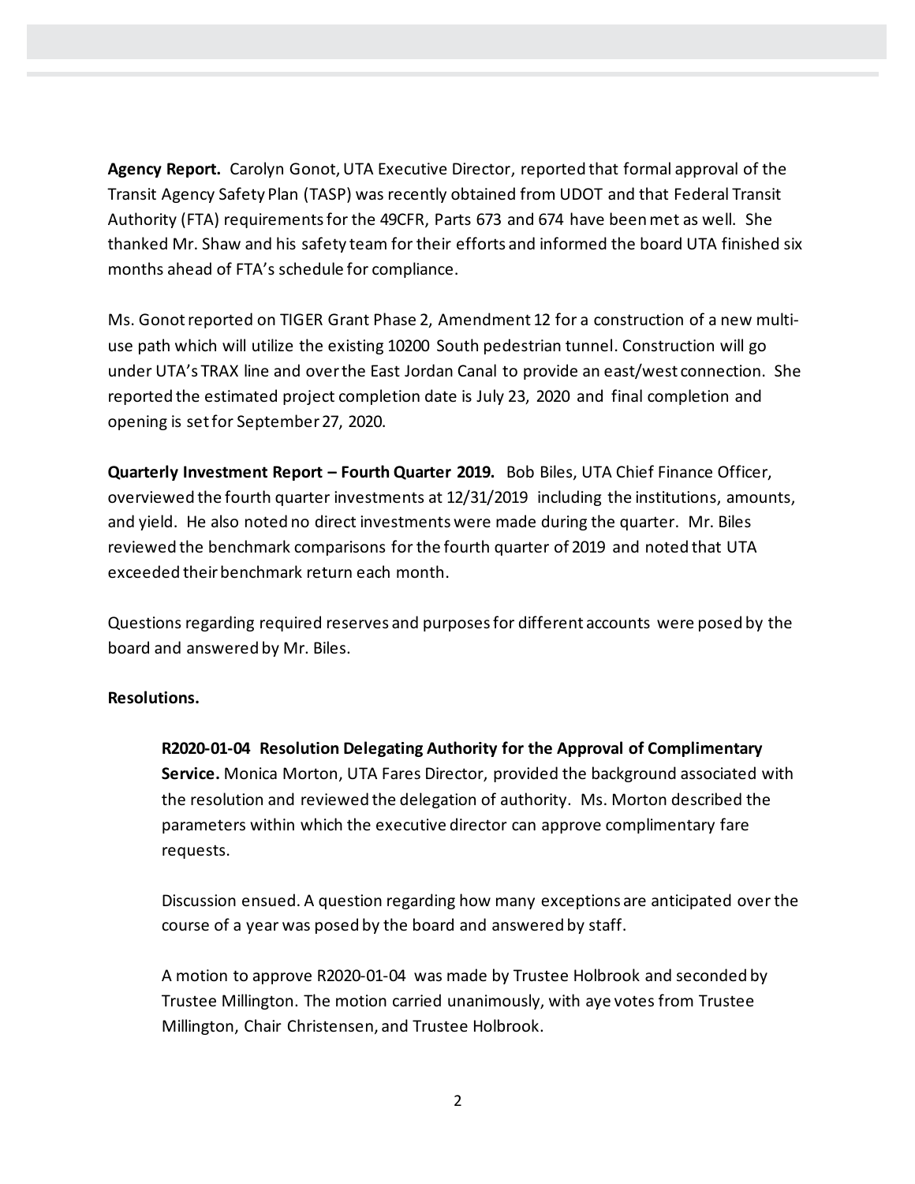**Agency Report.** Carolyn Gonot, UTA Executive Director, reported that formal approval of the Transit Agency Safety Plan (TASP) was recently obtained from UDOT and that Federal Transit Authority (FTA) requirements for the 49CFR, Parts 673 and 674 have been met as well. She thanked Mr. Shaw and his safety team for their efforts and informed the board UTA finished six months ahead of FTA's schedule for compliance.

Ms. Gonot reported on TIGER Grant Phase 2, Amendment 12 for a construction of a new multi-use path which will utilize the existing 10200 South pedestrian tunnel. Construction will go under UTA's TRAX line and over the East Jordan Canal to provide an east/west connection. She reported the estimated project completion date is July 23, 2020 and final completion and opening is set for September 27, 2020.

**Quarterly Investment Report – Fourth Quarter 2019.** Bob Biles, UTA Chief Finance Officer, overviewed the fourth quarter investments at 12/31/2019 including the institutions, amounts, and yield. He also noted no direct investments were made during the quarter. Mr. Biles reviewed the benchmark comparisons for the fourth quarter of 2019 and noted that UTA exceeded their benchmark return each month.

Questions regarding required reserves and purposes for different accounts were posed by the board and answered by Mr. Biles.

**Resolutions.**

> **R2020-01-04 Resolution Delegating Authority for the Approval of Complimentary Service.** Monica Morton, UTA Fares Director, provided the background associated with the resolution and reviewed the delegation of authority. Ms. Morton described the parameters within which the executive director can approve complimentary fare requests.
>
> Discussion ensued. A question regarding how many exceptions are anticipated over the course of a year was posed by the board and answered by staff.
>
> A motion to approve R2020-01-04 was made by Trustee Holbrook and seconded by Trustee Millington. The motion carried unanimously, with aye votes from Trustee Millington, Chair Christensen, and Trustee Holbrook.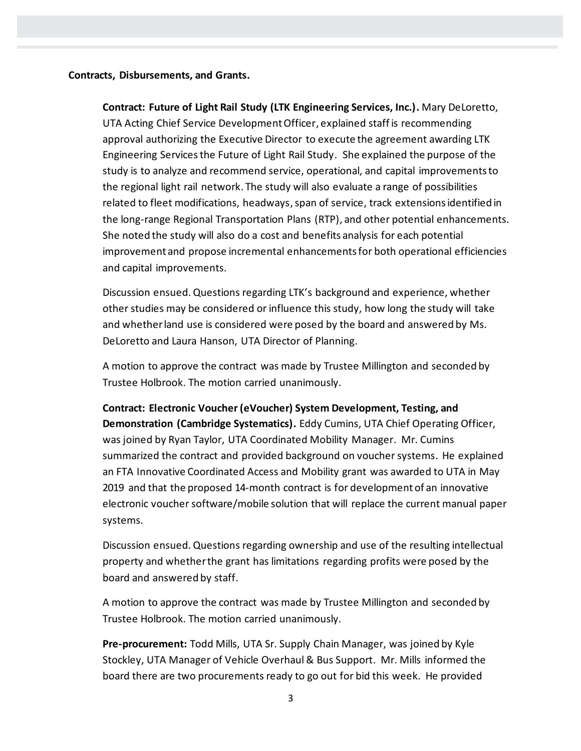**Contracts, Disbursements, and Grants.**

**Contract: Future of Light Rail Study (LTK Engineering Services, Inc.).** Mary DeLoretto, UTA Acting Chief Service Development Officer, explained staff is recommending approval authorizing the Executive Director to execute the agreement awarding LTK Engineering Services the Future of Light Rail Study. She explained the purpose of the study is to analyze and recommend service, operational, and capital improvements to the regional light rail network. The study will also evaluate a range of possibilities related to fleet modifications, headways, span of service, track extensions identified in the long-range Regional Transportation Plans (RTP), and other potential enhancements. She noted the study will also do a cost and benefits analysis for each potential improvement and propose incremental enhancements for both operational efficiencies and capital improvements.

Discussion ensued. Questions regarding LTK's background and experience, whether other studies may be considered or influence this study, how long the study will take and whether land use is considered were posed by the board and answered by Ms. DeLoretto and Laura Hanson, UTA Director of Planning.

A motion to approve the contract was made by Trustee Millington and seconded by Trustee Holbrook. The motion carried unanimously.

**Contract: Electronic Voucher (eVoucher) System Development, Testing, and Demonstration (Cambridge Systematics).** Eddy Cumins, UTA Chief Operating Officer, was joined by Ryan Taylor, UTA Coordinated Mobility Manager. Mr. Cumins summarized the contract and provided background on voucher systems. He explained an FTA Innovative Coordinated Access and Mobility grant was awarded to UTA in May 2019 and that the proposed 14-month contract is for development of an innovative electronic voucher software/mobile solution that will replace the current manual paper systems.

Discussion ensued. Questions regarding ownership and use of the resulting intellectual property and whether the grant has limitations regarding profits were posed by the board and answered by staff.

A motion to approve the contract was made by Trustee Millington and seconded by Trustee Holbrook. The motion carried unanimously.

**Pre-procurement:** Todd Mills, UTA Sr. Supply Chain Manager, was joined by Kyle Stockley, UTA Manager of Vehicle Overhaul & Bus Support. Mr. Mills informed the board there are two procurements ready to go out for bid this week. He provided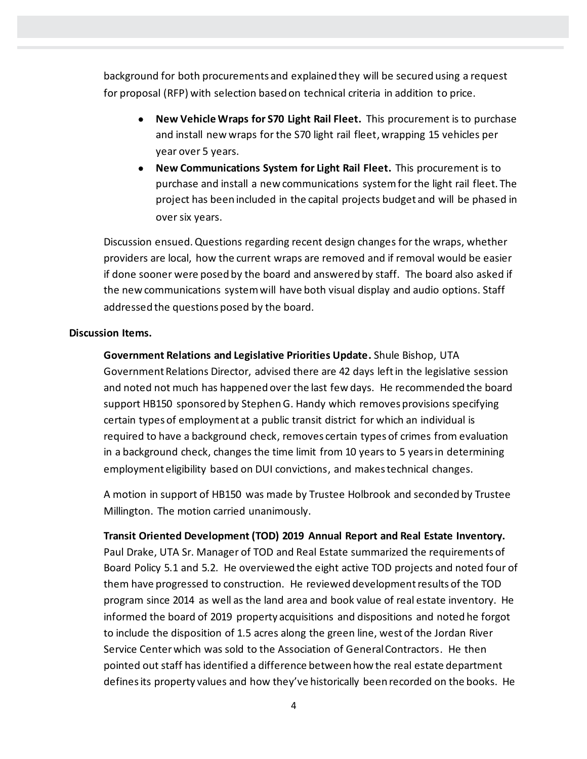background for both procurements and explained they will be secured using a request for proposal (RFP) with selection based on technical criteria in addition to price.

- **New Vehicle Wraps for S70 Light Rail Fleet.** This procurement is to purchase and install new wraps for the S70 light rail fleet, wrapping 15 vehicles per year over 5 years.
- **New Communications System for Light Rail Fleet.** This procurement is to purchase and install a new communications system for the light rail fleet. The project has been included in the capital projects budget and will be phased in over six years.

Discussion ensued. Questions regarding recent design changes for the wraps, whether providers are local, how the current wraps are removed and if removal would be easier if done sooner were posed by the board and answered by staff. The board also asked if the new communications system will have both visual display and audio options. Staff addressed the questions posed by the board.

**Discussion Items.**

**Government Relations and Legislative Priorities Update.** Shule Bishop, UTA Government Relations Director, advised there are 42 days left in the legislative session and noted not much has happened over the last few days. He recommended the board support HB150 sponsored by Stephen G. Handy which removes provisions specifying certain types of employment at a public transit district for which an individual is required to have a background check, removes certain types of crimes from evaluation in a background check, changes the time limit from 10 years to 5 years in determining employment eligibility based on DUI convictions, and makes technical changes.

A motion in support of HB150 was made by Trustee Holbrook and seconded by Trustee Millington. The motion carried unanimously.

**Transit Oriented Development (TOD) 2019 Annual Report and Real Estate Inventory.** Paul Drake, UTA Sr. Manager of TOD and Real Estate summarized the requirements of Board Policy 5.1 and 5.2. He overviewed the eight active TOD projects and noted four of them have progressed to construction. He reviewed development results of the TOD program since 2014 as well as the land area and book value of real estate inventory. He informed the board of 2019 property acquisitions and dispositions and noted he forgot to include the disposition of 1.5 acres along the green line, west of the Jordan River Service Center which was sold to the Association of General Contractors. He then pointed out staff has identified a difference between how the real estate department defines its property values and how they've historically been recorded on the books. He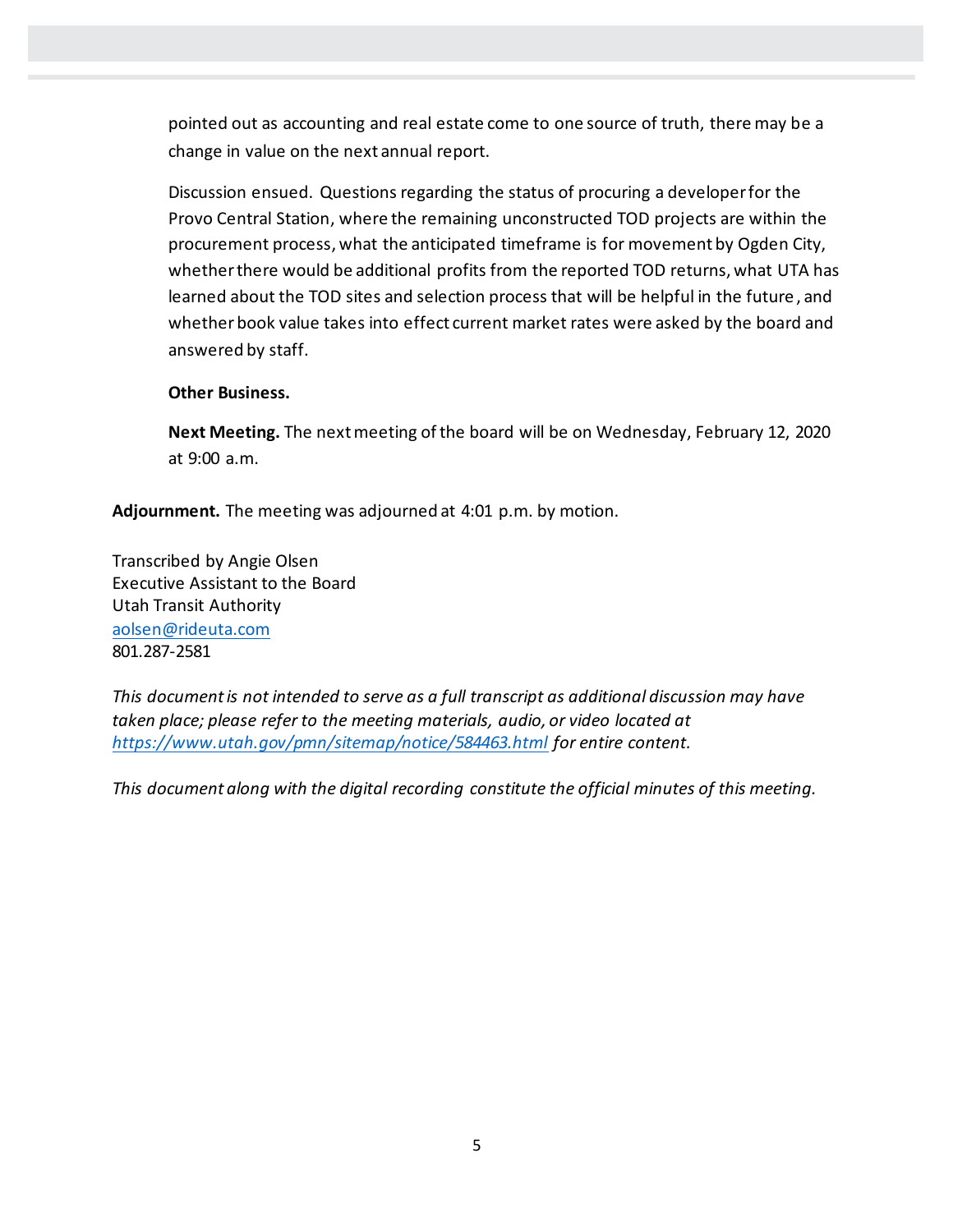pointed out as accounting and real estate come to one source of truth, there may be a change in value on the next annual report.

Discussion ensued. Questions regarding the status of procuring a developer for the Provo Central Station, where the remaining unconstructed TOD projects are within the procurement process, what the anticipated timeframe is for movement by Ogden City, whether there would be additional profits from the reported TOD returns, what UTA has learned about the TOD sites and selection process that will be helpful in the future, and whether book value takes into effect current market rates were asked by the board and answered by staff.

**Other Business.**

**Next Meeting.** The next meeting of the board will be on Wednesday, February 12, 2020 at 9:00 a.m.

**Adjournment.** The meeting was adjourned at 4:01 p.m. by motion.

Transcribed by Angie Olsen
Executive Assistant to the Board
Utah Transit Authority
aolsen@rideuta.com
801.287-2581

*This document is not intended to serve as a full transcript as additional discussion may have taken place; please refer to the meeting materials, audio, or video located at https://www.utah.gov/pmn/sitemap/notice/584463.html for entire content.*

*This document along with the digital recording constitute the official minutes of this meeting.*